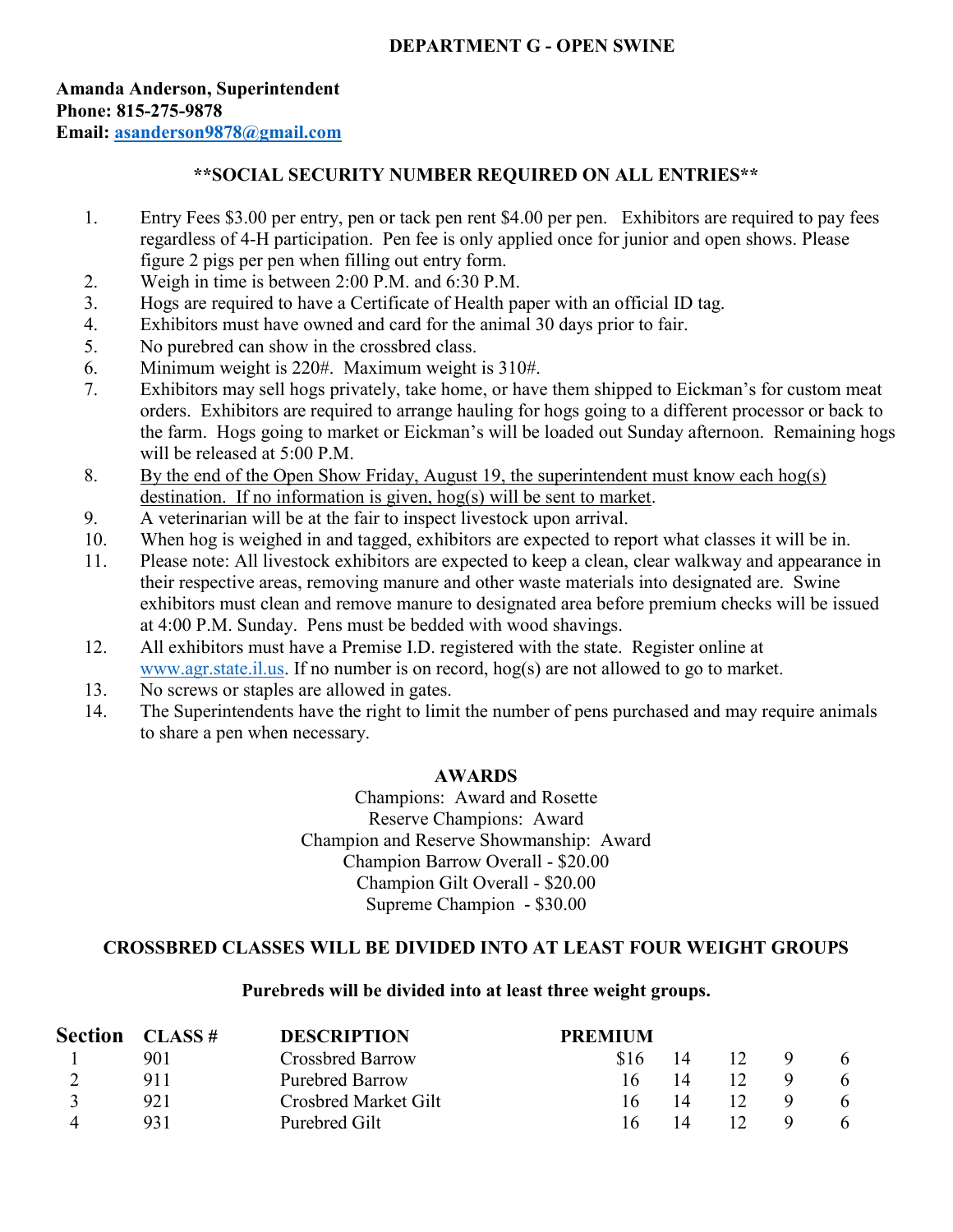## DEPARTMENT G - OPEN SWINE

**Amanda Anderson, Superintendent**
**Phone: 815-275-9878**
**Email: asanderson9878@gmail.com**

**\*\*SOCIAL SECURITY NUMBER REQUIRED ON ALL ENTRIES\*\***

1. Entry Fees $3.00 per entry, pen or tack pen rent $4.00 per pen. Exhibitors are required to pay fees regardless of 4-H participation. Pen fee is only applied once for junior and open shows. Please figure 2 pigs per pen when filling out entry form.
2. Weigh in time is between 2:00 P.M. and 6:30 P.M.
3. Hogs are required to have a Certificate of Health paper with an official ID tag.
4. Exhibitors must have owned and card for the animal 30 days prior to fair.
5. No purebred can show in the crossbred class.
6. Minimum weight is 220#. Maximum weight is 310#.
7. Exhibitors may sell hogs privately, take home, or have them shipped to Eickman's for custom meat orders. Exhibitors are required to arrange hauling for hogs going to a different processor or back to the farm. Hogs going to market or Eickman's will be loaded out Sunday afternoon. Remaining hogs will be released at 5:00 P.M.
8. By the end of the Open Show Friday, August 19, the superintendent must know each hog(s) destination. If no information is given, hog(s) will be sent to market.
9. A veterinarian will be at the fair to inspect livestock upon arrival.
10. When hog is weighed in and tagged, exhibitors are expected to report what classes it will be in.
11. Please note: All livestock exhibitors are expected to keep a clean, clear walkway and appearance in their respective areas, removing manure and other waste materials into designated are. Swine exhibitors must clean and remove manure to designated area before premium checks will be issued at 4:00 P.M. Sunday. Pens must be bedded with wood shavings.
12. All exhibitors must have a Premise I.D. registered with the state. Register online at www.agr.state.il.us. If no number is on record, hog(s) are not allowed to go to market.
13. No screws or staples are allowed in gates.
14. The Superintendents have the right to limit the number of pens purchased and may require animals to share a pen when necessary.

**AWARDS**

Champions: Award and Rosette
Reserve Champions: Award
Champion and Reserve Showmanship: Award
Champion Barrow Overall - $20.00
Champion Gilt Overall - $20.00
Supreme Champion - $30.00

**CROSSBRED CLASSES WILL BE DIVIDED INTO AT LEAST FOUR WEIGHT GROUPS**

**Purebreds will be divided into at least three weight groups.**

| Section | CLASS # | DESCRIPTION | PREMIUM | | | | |
|---|---|---|---|---|---|---|---|
| 1 | 901 | Crossbred Barrow | $16 | 14 | 12 | 9 | 6 |
| 2 | 911 | Purebred Barrow | 16 | 14 | 12 | 9 | 6 |
| 3 | 921 | Crosbred Market Gilt | 16 | 14 | 12 | 9 | 6 |
| 4 | 931 | Purebred Gilt | 16 | 14 | 12 | 9 | 6 |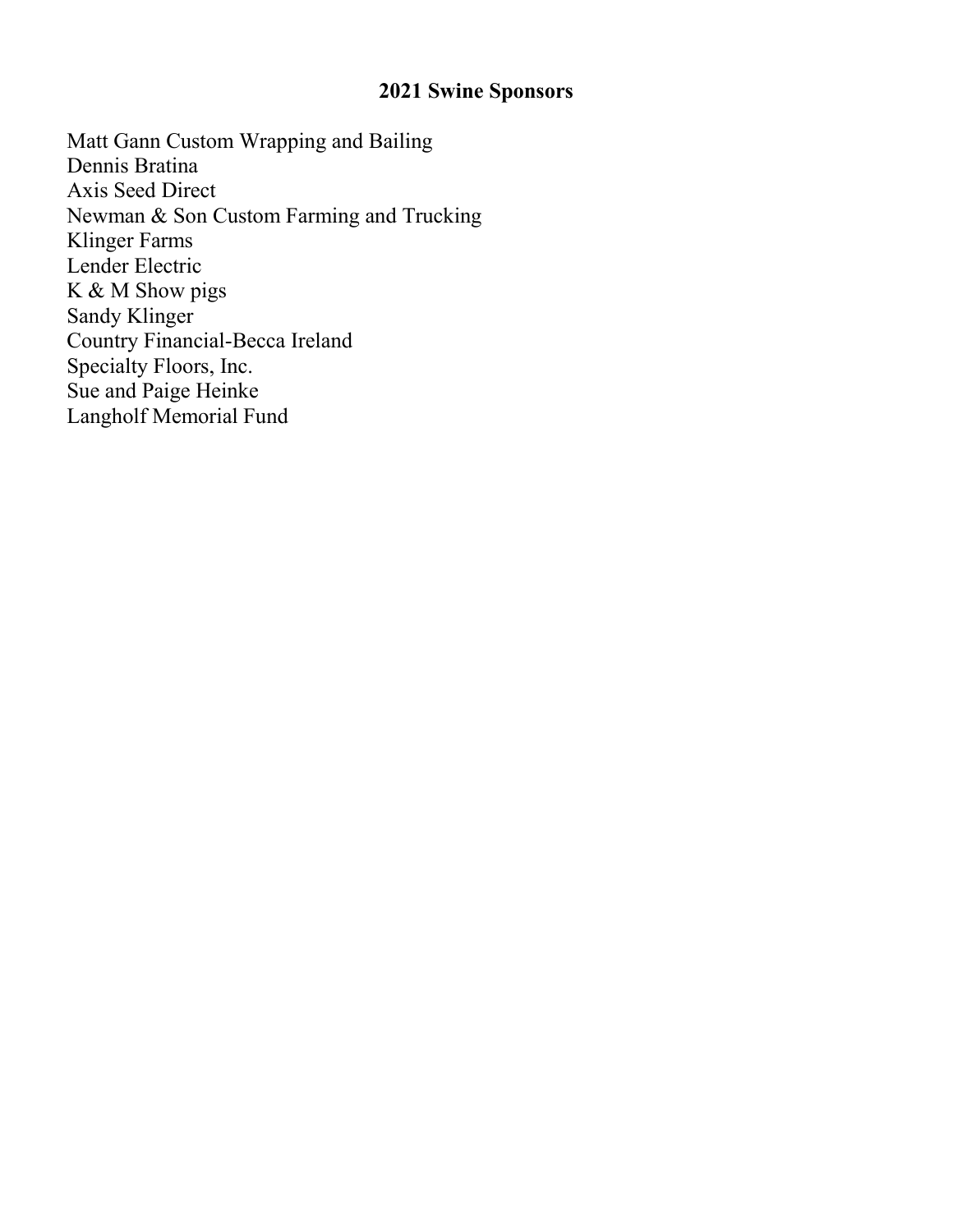## 2021 Swine Sponsors

Matt Gann Custom Wrapping and Bailing
Dennis Bratina
Axis Seed Direct
Newman & Son Custom Farming and Trucking
Klinger Farms
Lender Electric
K & M Show pigs
Sandy Klinger
Country Financial-Becca Ireland
Specialty Floors, Inc.
Sue and Paige Heinke
Langholf Memorial Fund